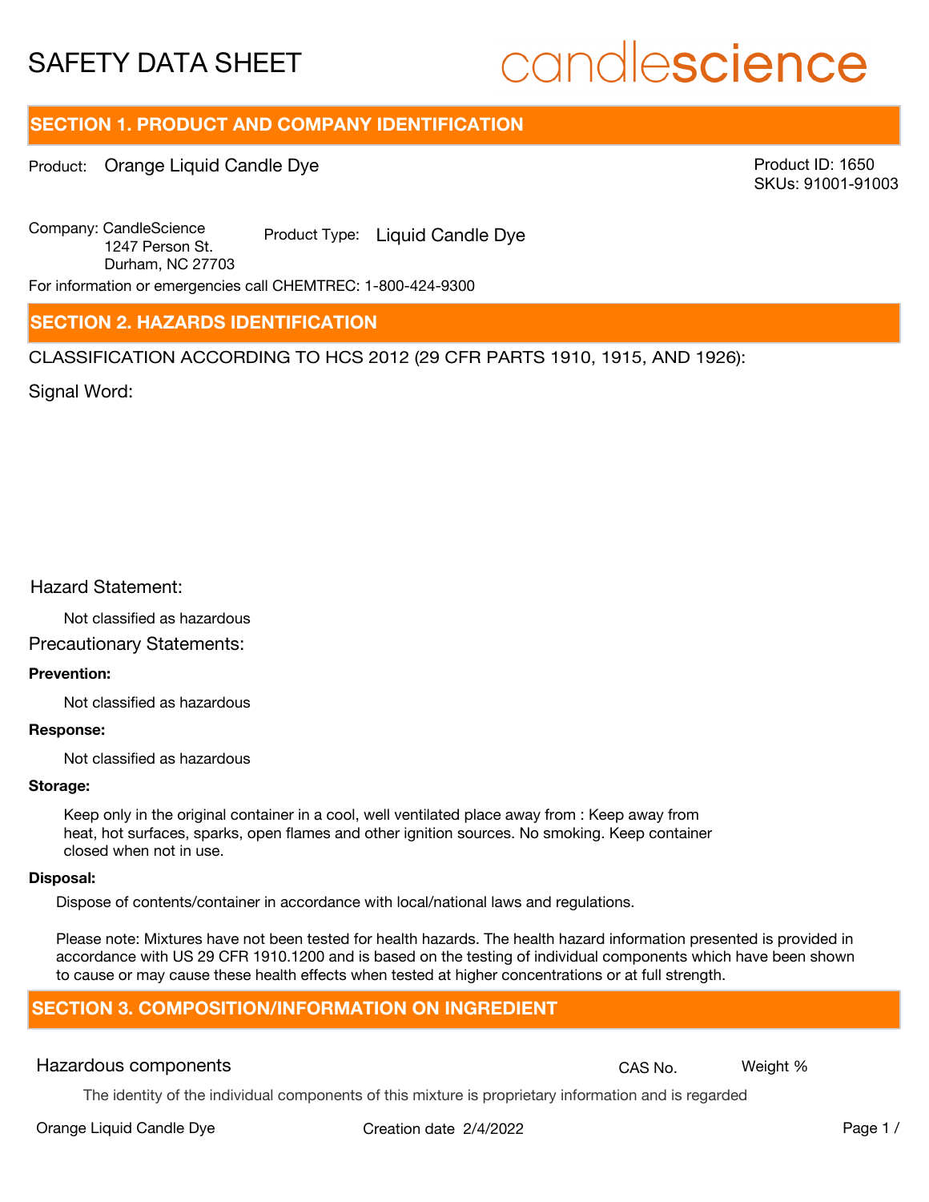# SAFETY DATA SHEET

candlescience

## SECTION 1. PRODUCT AND COMPANY IDENTIFICATION

Product: Orange Liquid Candle Dye

Product ID: 1650
SKUs: 91001-91003

Company: CandleScience
1247 Person St.
Durham, NC 27703

Product Type: Liquid Candle Dye

For information or emergencies call CHEMTREC: 1-800-424-9300

## SECTION 2. HAZARDS IDENTIFICATION

CLASSIFICATION ACCORDING TO HCS 2012 (29 CFR PARTS 1910, 1915, AND 1926):

Signal Word:

Hazard Statement:

Not classified as hazardous

Precautionary Statements:

**Prevention:**

Not classified as hazardous

**Response:**

Not classified as hazardous

**Storage:**

Keep only in the original container in a cool, well ventilated place away from : Keep away from heat, hot surfaces, sparks, open flames and other ignition sources. No smoking. Keep container closed when not in use.

**Disposal:**

Dispose of contents/container in accordance with local/national laws and regulations.

Please note: Mixtures have not been tested for health hazards. The health hazard information presented is provided in accordance with US 29 CFR 1910.1200 and is based on the testing of individual components which have been shown to cause or may cause these health effects when tested at higher concentrations or at full strength.

## SECTION 3. COMPOSITION/INFORMATION ON INGREDIENT

| Hazardous components | CAS No. | Weight % |
|---|---|---|

The identity of the individual components of this mixture is proprietary information and is regarded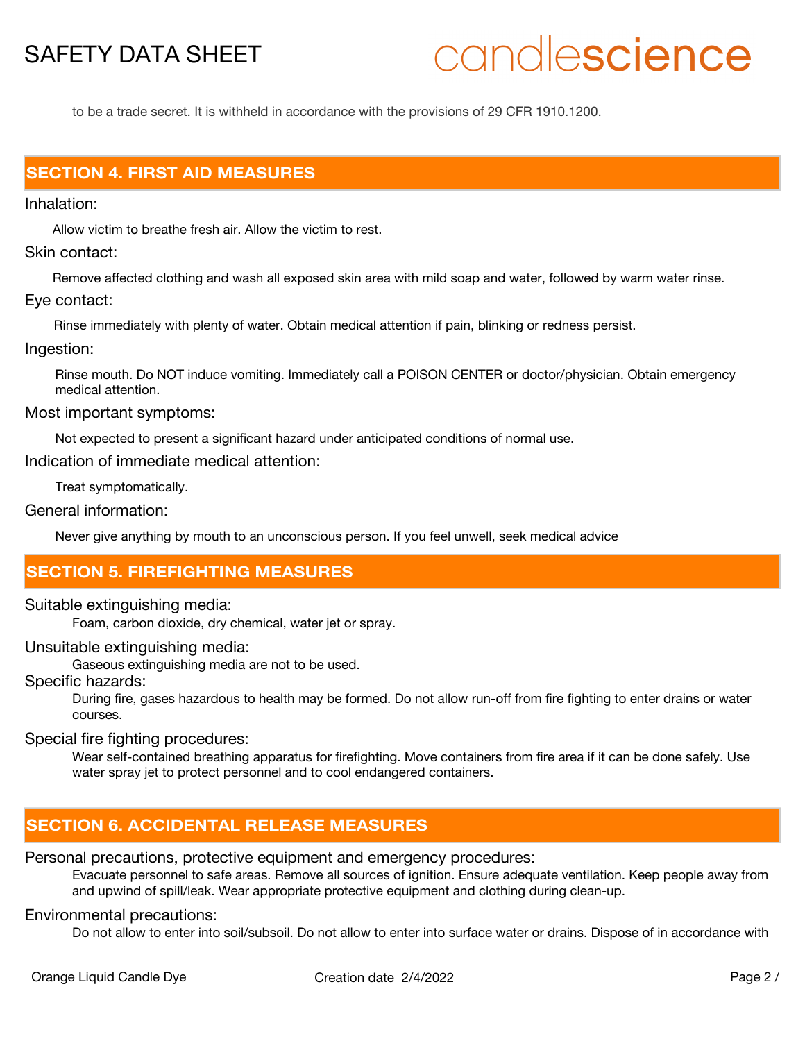to be a trade secret. It is withheld in accordance with the provisions of 29 CFR 1910.1200.

## SECTION 4. FIRST AID MEASURES

Inhalation:

Allow victim to breathe fresh air. Allow the victim to rest.

Skin contact:

Remove affected clothing and wash all exposed skin area with mild soap and water, followed by warm water rinse.

Eye contact:

Rinse immediately with plenty of water. Obtain medical attention if pain, blinking or redness persist.

Ingestion:

Rinse mouth. Do NOT induce vomiting. Immediately call a POISON CENTER or doctor/physician. Obtain emergency medical attention.

Most important symptoms:

Not expected to present a significant hazard under anticipated conditions of normal use.

Indication of immediate medical attention:

Treat symptomatically.

General information:

Never give anything by mouth to an unconscious person. If you feel unwell, seek medical advice

## SECTION 5. FIREFIGHTING MEASURES

Suitable extinguishing media:

Foam, carbon dioxide, dry chemical, water jet or spray.

Unsuitable extinguishing media:

Gaseous extinguishing media are not to be used.

Specific hazards:

During fire, gases hazardous to health may be formed. Do not allow run-off from fire fighting to enter drains or water courses.

Special fire fighting procedures:

Wear self-contained breathing apparatus for firefighting. Move containers from fire area if it can be done safely. Use water spray jet to protect personnel and to cool endangered containers.

## SECTION 6. ACCIDENTAL RELEASE MEASURES

Personal precautions, protective equipment and emergency procedures:

Evacuate personnel to safe areas. Remove all sources of ignition. Ensure adequate ventilation. Keep people away from and upwind of spill/leak. Wear appropriate protective equipment and clothing during clean-up.

Environmental precautions:

Do not allow to enter into soil/subsoil. Do not allow to enter into surface water or drains. Dispose of in accordance with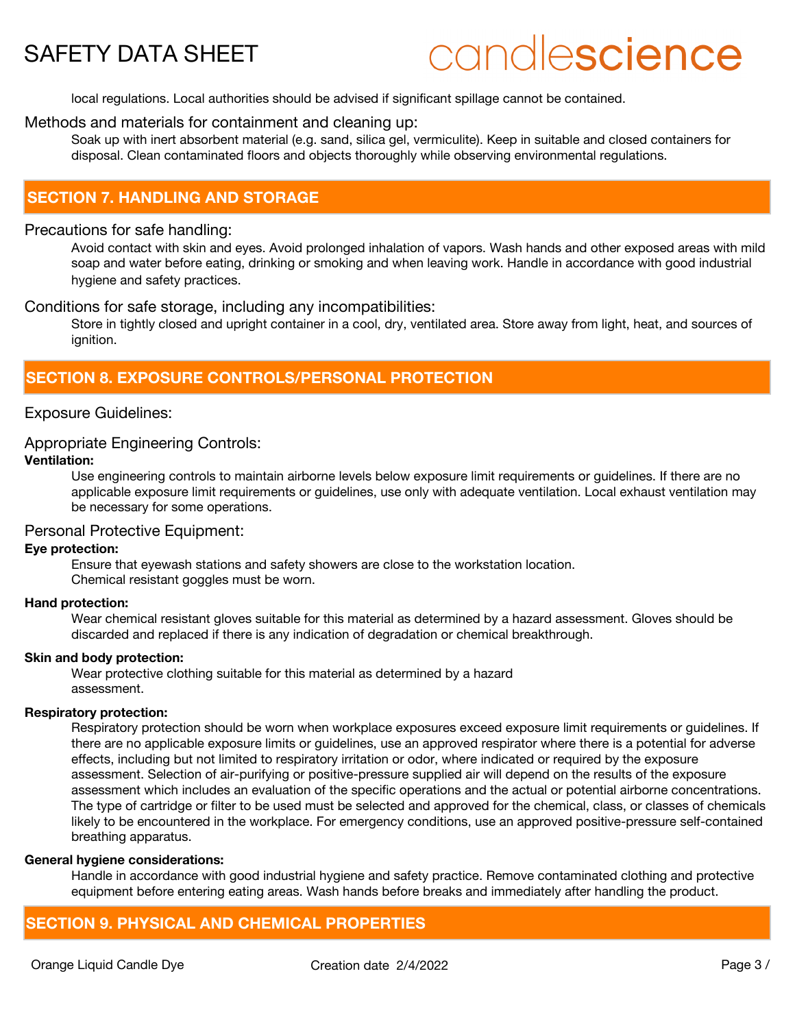local regulations. Local authorities should be advised if significant spillage cannot be contained.

### Methods and materials for containment and cleaning up:

Soak up with inert absorbent material (e.g. sand, silica gel, vermiculite). Keep in suitable and closed containers for disposal. Clean contaminated floors and objects thoroughly while observing environmental regulations.

## SECTION 7. HANDLING AND STORAGE

### Precautions for safe handling:

Avoid contact with skin and eyes. Avoid prolonged inhalation of vapors. Wash hands and other exposed areas with mild soap and water before eating, drinking or smoking and when leaving work. Handle in accordance with good industrial hygiene and safety practices.

### Conditions for safe storage, including any incompatibilities:

Store in tightly closed and upright container in a cool, dry, ventilated area. Store away from light, heat, and sources of ignition.

## SECTION 8. EXPOSURE CONTROLS/PERSONAL PROTECTION

### Exposure Guidelines:

### Appropriate Engineering Controls:

**Ventilation:**

Use engineering controls to maintain airborne levels below exposure limit requirements or guidelines. If there are no applicable exposure limit requirements or guidelines, use only with adequate ventilation. Local exhaust ventilation may be necessary for some operations.

### Personal Protective Equipment:

**Eye protection:**

Ensure that eyewash stations and safety showers are close to the workstation location.
Chemical resistant goggles must be worn.

**Hand protection:**

Wear chemical resistant gloves suitable for this material as determined by a hazard assessment. Gloves should be discarded and replaced if there is any indication of degradation or chemical breakthrough.

**Skin and body protection:**

Wear protective clothing suitable for this material as determined by a hazard assessment.

**Respiratory protection:**

Respiratory protection should be worn when workplace exposures exceed exposure limit requirements or guidelines. If there are no applicable exposure limits or guidelines, use an approved respirator where there is a potential for adverse effects, including but not limited to respiratory irritation or odor, where indicated or required by the exposure assessment. Selection of air-purifying or positive-pressure supplied air will depend on the results of the exposure assessment which includes an evaluation of the specific operations and the actual or potential airborne concentrations. The type of cartridge or filter to be used must be selected and approved for the chemical, class, or classes of chemicals likely to be encountered in the workplace. For emergency conditions, use an approved positive-pressure self-contained breathing apparatus.

**General hygiene considerations:**

Handle in accordance with good industrial hygiene and safety practice. Remove contaminated clothing and protective equipment before entering eating areas. Wash hands before breaks and immediately after handling the product.

## SECTION 9. PHYSICAL AND CHEMICAL PROPERTIES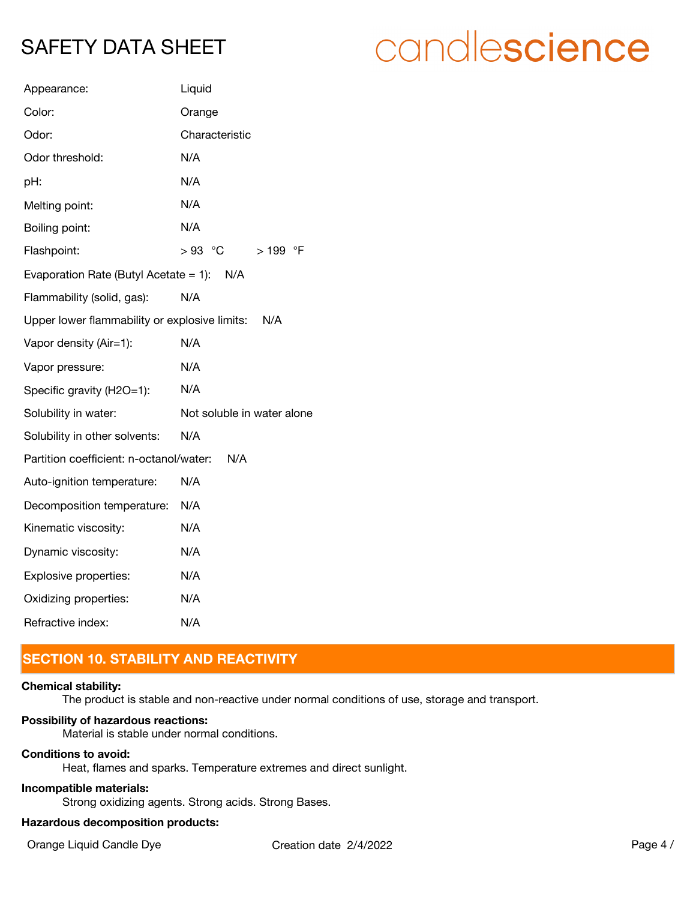Appearance: Liquid

Color: Orange

Odor: Characteristic

Odor threshold: N/A

pH: N/A

Melting point: N/A

Boiling point: N/A

Flashpoint: > 93 °C > 199 °F

Evaporation Rate (Butyl Acetate = 1): N/A

Flammability (solid, gas): N/A

Upper lower flammability or explosive limits: N/A

Vapor density (Air=1): N/A

Vapor pressure: N/A

Specific gravity (H2O=1): N/A

Solubility in water: Not soluble in water alone

Solubility in other solvents: N/A

Partition coefficient: n-octanol/water: N/A

Auto-ignition temperature: N/A

Decomposition temperature: N/A

Kinematic viscosity: N/A

Dynamic viscosity: N/A

Explosive properties: N/A

Oxidizing properties: N/A

Refractive index: N/A

## SECTION 10. STABILITY AND REACTIVITY

**Chemical stability:**

The product is stable and non-reactive under normal conditions of use, storage and transport.

**Possibility of hazardous reactions:**

Material is stable under normal conditions.

**Conditions to avoid:**

Heat, flames and sparks. Temperature extremes and direct sunlight.

**Incompatible materials:**

Strong oxidizing agents. Strong acids. Strong Bases.

**Hazardous decomposition products:**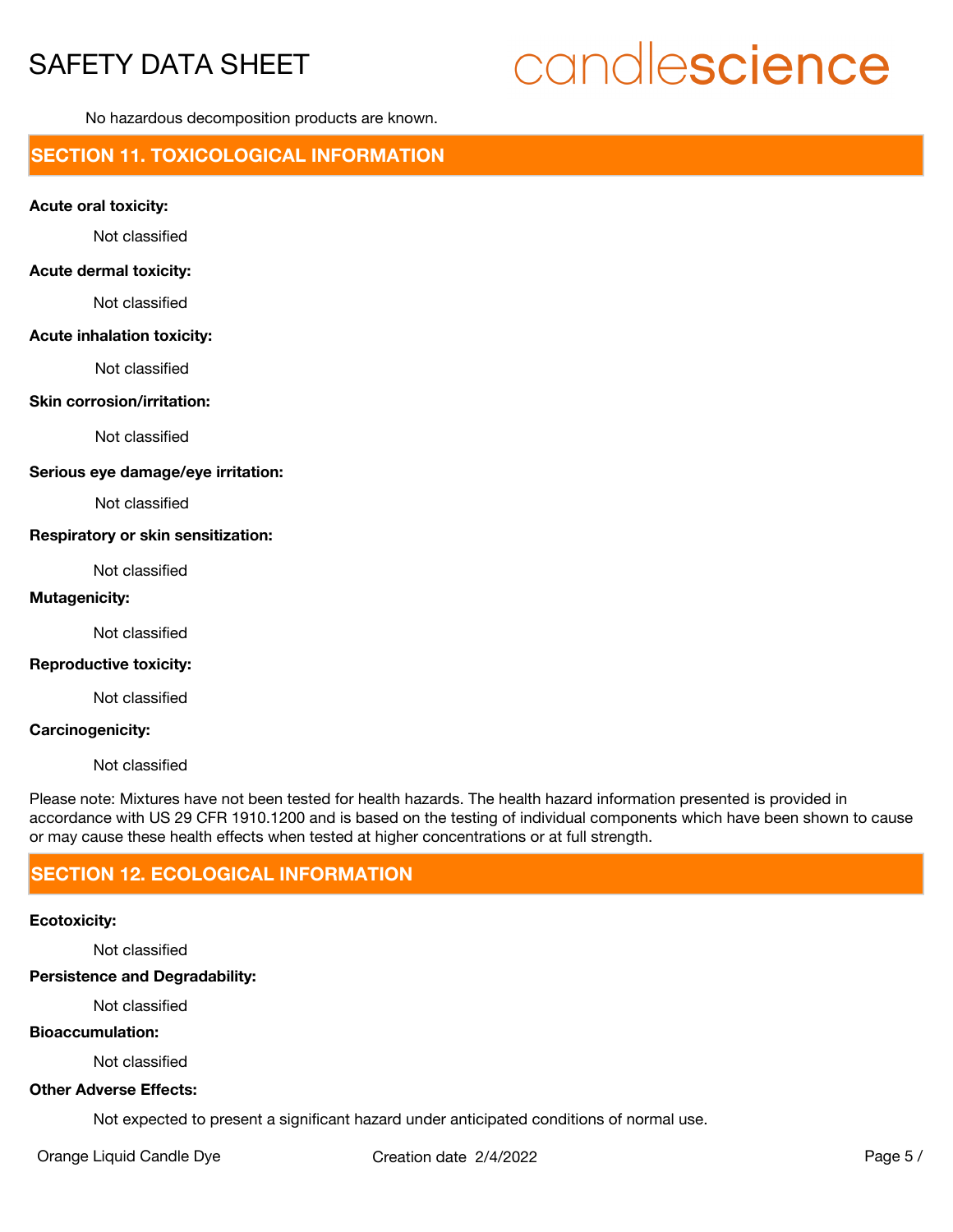No hazardous decomposition products are known.

## SECTION 11. TOXICOLOGICAL INFORMATION

**Acute oral toxicity:**

Not classified

**Acute dermal toxicity:**

Not classified

**Acute inhalation toxicity:**

Not classified

**Skin corrosion/irritation:**

Not classified

**Serious eye damage/eye irritation:**

Not classified

**Respiratory or skin sensitization:**

Not classified

**Mutagenicity:**

Not classified

**Reproductive toxicity:**

Not classified

**Carcinogenicity:**

Not classified

Please note: Mixtures have not been tested for health hazards. The health hazard information presented is provided in accordance with US 29 CFR 1910.1200 and is based on the testing of individual components which have been shown to cause or may cause these health effects when tested at higher concentrations or at full strength.

## SECTION 12. ECOLOGICAL INFORMATION

**Ecotoxicity:**

Not classified

**Persistence and Degradability:**

Not classified

**Bioaccumulation:**

Not classified

**Other Adverse Effects:**

Not expected to present a significant hazard under anticipated conditions of normal use.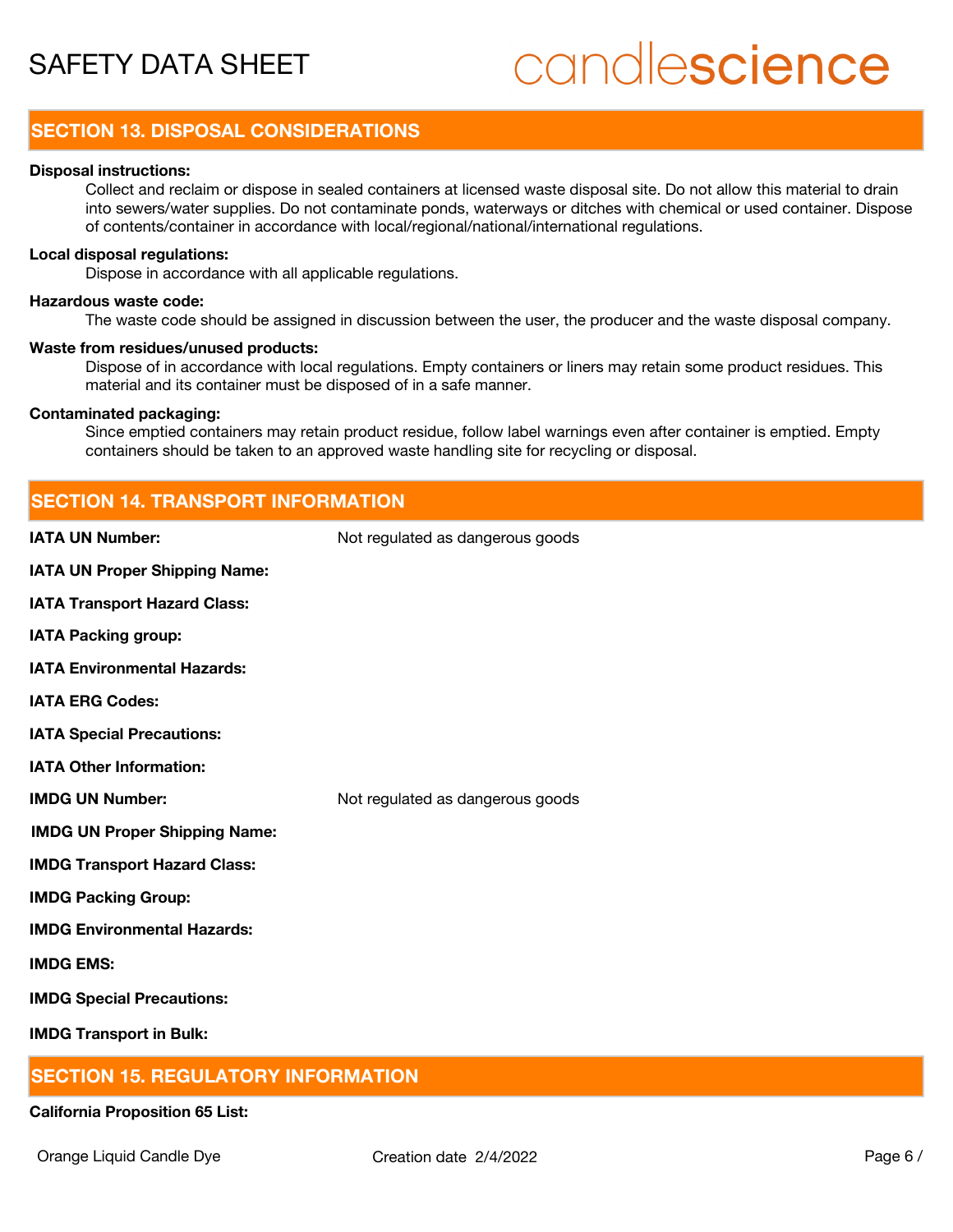## SECTION 13. DISPOSAL CONSIDERATIONS

**Disposal instructions:**

Collect and reclaim or dispose in sealed containers at licensed waste disposal site. Do not allow this material to drain into sewers/water supplies. Do not contaminate ponds, waterways or ditches with chemical or used container. Dispose of contents/container in accordance with local/regional/national/international regulations.

**Local disposal regulations:**

Dispose in accordance with all applicable regulations.

**Hazardous waste code:**

The waste code should be assigned in discussion between the user, the producer and the waste disposal company.

**Waste from residues/unused products:**

Dispose of in accordance with local regulations. Empty containers or liners may retain some product residues. This material and its container must be disposed of in a safe manner.

**Contaminated packaging:**

Since emptied containers may retain product residue, follow label warnings even after container is emptied. Empty containers should be taken to an approved waste handling site for recycling or disposal.

## SECTION 14. TRANSPORT INFORMATION

**IATA UN Number:** Not regulated as dangerous goods

**IATA UN Proper Shipping Name:**

**IATA Transport Hazard Class:**

**IATA Packing group:**

**IATA Environmental Hazards:**

**IATA ERG Codes:**

**IATA Special Precautions:**

**IATA Other Information:**

**IMDG UN Number:** Not regulated as dangerous goods

**IMDG UN Proper Shipping Name:**

**IMDG Transport Hazard Class:**

**IMDG Packing Group:**

**IMDG Environmental Hazards:**

**IMDG EMS:**

**IMDG Special Precautions:**

**IMDG Transport in Bulk:**

## SECTION 15. REGULATORY INFORMATION

**California Proposition 65 List:**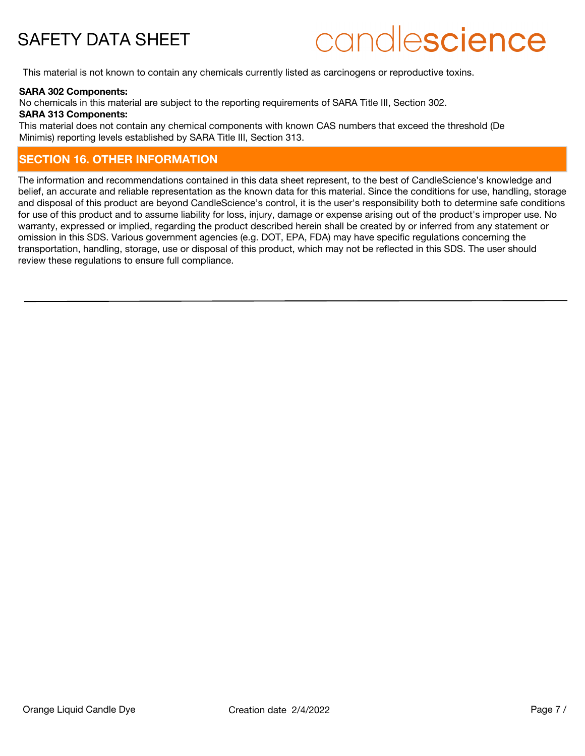This material is not known to contain any chemicals currently listed as carcinogens or reproductive toxins.

**SARA 302 Components:**

No chemicals in this material are subject to the reporting requirements of SARA Title III, Section 302.

**SARA 313 Components:**

This material does not contain any chemical components with known CAS numbers that exceed the threshold (De Minimis) reporting levels established by SARA Title III, Section 313.

## SECTION 16. OTHER INFORMATION

The information and recommendations contained in this data sheet represent, to the best of CandleScience's knowledge and belief, an accurate and reliable representation as the known data for this material. Since the conditions for use, handling, storage and disposal of this product are beyond CandleScience's control, it is the user's responsibility both to determine safe conditions for use of this product and to assume liability for loss, injury, damage or expense arising out of the product's improper use. No warranty, expressed or implied, regarding the product described herein shall be created by or inferred from any statement or omission in this SDS. Various government agencies (e.g. DOT, EPA, FDA) may have specific regulations concerning the transportation, handling, storage, use or disposal of this product, which may not be reflected in this SDS. The user should review these regulations to ensure full compliance.